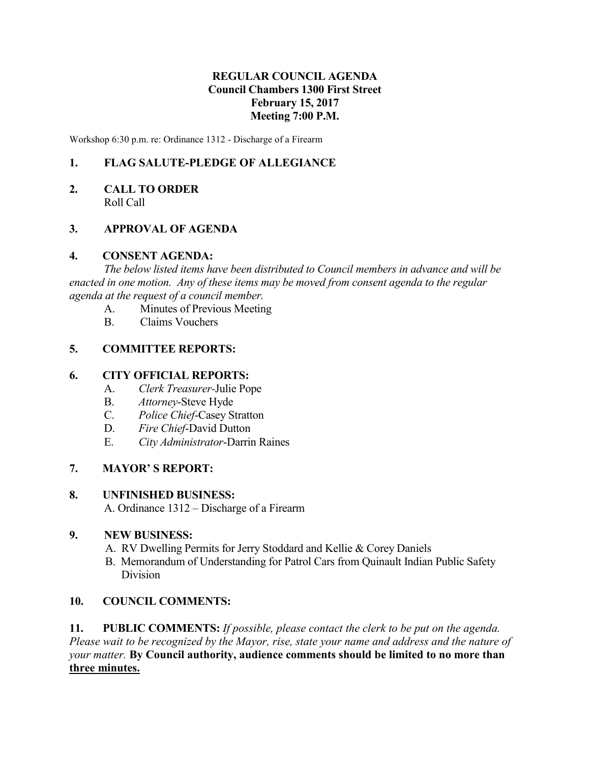# REGULAR COUNCIL AGENDA
## Council Chambers 1300 First Street
## February 15, 2017
## Meeting 7:00 P.M.

Workshop 6:30 p.m. re: Ordinance 1312 - Discharge of a Firearm

**1. FLAG SALUTE-PLEDGE OF ALLEGIANCE**

**2. CALL TO ORDER**
Roll Call

**3. APPROVAL OF AGENDA**

**4. CONSENT AGENDA:**
*The below listed items have been distributed to Council members in advance and will be enacted in one motion. Any of these items may be moved from consent agenda to the regular agenda at the request of a council member.*

A. Minutes of Previous Meeting
B. Claims Vouchers

**5. COMMITTEE REPORTS:**

**6. CITY OFFICIAL REPORTS:**

A. *Clerk Treasurer*-Julie Pope
B. *Attorney*-Steve Hyde
C. *Police Chief*-Casey Stratton
D. *Fire Chief*-David Dutton
E. *City Administrator*-Darrin Raines

**7. MAYOR' S REPORT:**

**8. UNFINISHED BUSINESS:**
A. Ordinance 1312 – Discharge of a Firearm

**9. NEW BUSINESS:**

A. RV Dwelling Permits for Jerry Stoddard and Kellie & Corey Daniels
B. Memorandum of Understanding for Patrol Cars from Quinault Indian Public Safety Division

**10. COUNCIL COMMENTS:**

**11. PUBLIC COMMENTS:** *If possible, please contact the clerk to be put on the agenda. Please wait to be recognized by the Mayor, rise, state your name and address and the nature of your matter.* **By Council authority, audience comments should be limited to no more than <u>three minutes.</u>**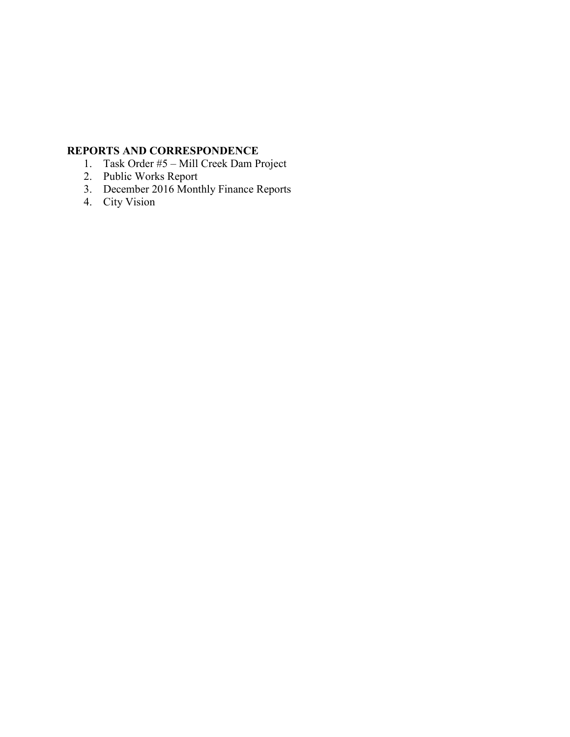**REPORTS AND CORRESPONDENCE**

1. Task Order #5 – Mill Creek Dam Project
2. Public Works Report
3. December 2016 Monthly Finance Reports
4. City Vision